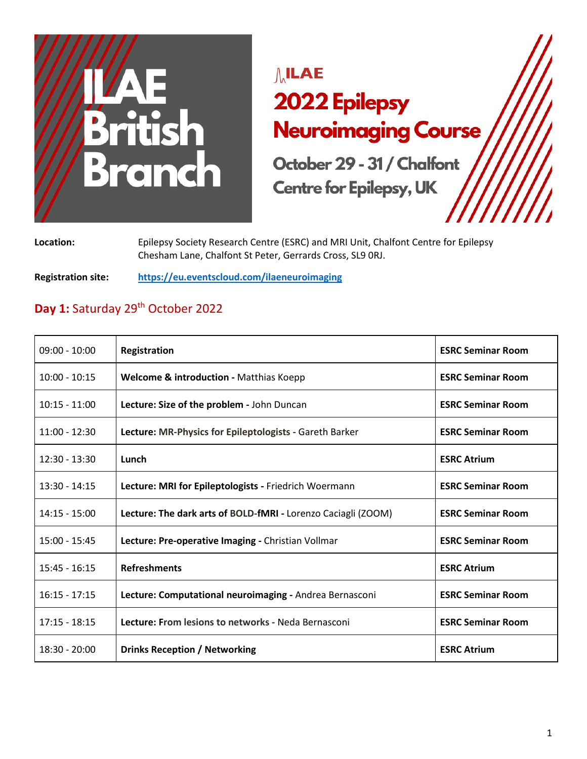ILAE British Branch

# ILAE 2022 Epilepsy Neuroimaging Course

October 29 - 31 / Chalfont Centre for Epilepsy, UK

**Location:** Epilepsy Society Research Centre (ESRC) and MRI Unit, Chalfont Centre for Epilepsy Chesham Lane, Chalfont St Peter, Gerrards Cross, SL9 0RJ.

**Registration site:** https://eu.eventscloud.com/ilaeneuroimaging

## **Day 1:** Saturday 29th October 2022

| Time | Session | Room |
|---|---|---|
| 09:00 - 10:00 | **Registration** | **ESRC Seminar Room** |
| 10:00 - 10:15 | **Welcome & introduction -** Matthias Koepp | **ESRC Seminar Room** |
| 10:15 - 11:00 | **Lecture: Size of the problem -** John Duncan | **ESRC Seminar Room** |
| 11:00 - 12:30 | **Lecture: MR-Physics for Epileptologists -** Gareth Barker | **ESRC Seminar Room** |
| 12:30 - 13:30 | **Lunch** | **ESRC Atrium** |
| 13:30 - 14:15 | **Lecture: MRI for Epileptologists -** Friedrich Woermann | **ESRC Seminar Room** |
| 14:15 - 15:00 | **Lecture: The dark arts of BOLD-fMRI -** Lorenzo Caciagli (ZOOM) | **ESRC Seminar Room** |
| 15:00 - 15:45 | **Lecture: Pre-operative Imaging -** Christian Vollmar | **ESRC Seminar Room** |
| 15:45 - 16:15 | **Refreshments** | **ESRC Atrium** |
| 16:15 - 17:15 | **Lecture: Computational neuroimaging -** Andrea Bernasconi | **ESRC Seminar Room** |
| 17:15 - 18:15 | **Lecture: From lesions to networks -** Neda Bernasconi | **ESRC Seminar Room** |
| 18:30 - 20:00 | **Drinks Reception / Networking** | **ESRC Atrium** |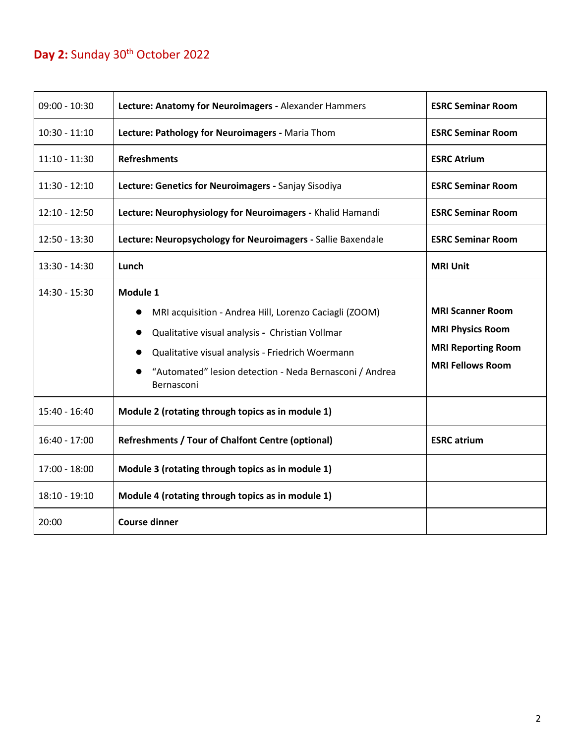## **Day 2:** Sunday 30th October 2022

| | | |
|---|---|---|
| 09:00 - 10:30 | **Lecture: Anatomy for Neuroimagers -** Alexander Hammers | **ESRC Seminar Room** |
| 10:30 - 11:10 | **Lecture: Pathology for Neuroimagers -** Maria Thom | **ESRC Seminar Room** |
| 11:10 - 11:30 | **Refreshments** | **ESRC Atrium** |
| 11:30 - 12:10 | **Lecture: Genetics for Neuroimagers -** Sanjay Sisodiya | **ESRC Seminar Room** |
| 12:10 - 12:50 | **Lecture: Neurophysiology for Neuroimagers -** Khalid Hamandi | **ESRC Seminar Room** |
| 12:50 - 13:30 | **Lecture: Neuropsychology for Neuroimagers -** Sallie Baxendale | **ESRC Seminar Room** |
| 13:30 - 14:30 | **Lunch** | **MRI Unit** |
| 14:30 - 15:30 | **Module 1**<br>● MRI acquisition - Andrea Hill, Lorenzo Caciagli (ZOOM)<br>● Qualitative visual analysis - Christian Vollmar<br>● Qualitative visual analysis - Friedrich Woermann<br>● "Automated" lesion detection - Neda Bernasconi / Andrea Bernasconi | **MRI Scanner Room**<br>**MRI Physics Room**<br>**MRI Reporting Room**<br>**MRI Fellows Room** |
| 15:40 - 16:40 | **Module 2 (rotating through topics as in module 1)** | |
| 16:40 - 17:00 | **Refreshments / Tour of Chalfont Centre (optional)** | **ESRC atrium** |
| 17:00 - 18:00 | **Module 3 (rotating through topics as in module 1)** | |
| 18:10 - 19:10 | **Module 4 (rotating through topics as in module 1)** | |
| 20:00 | **Course dinner** | |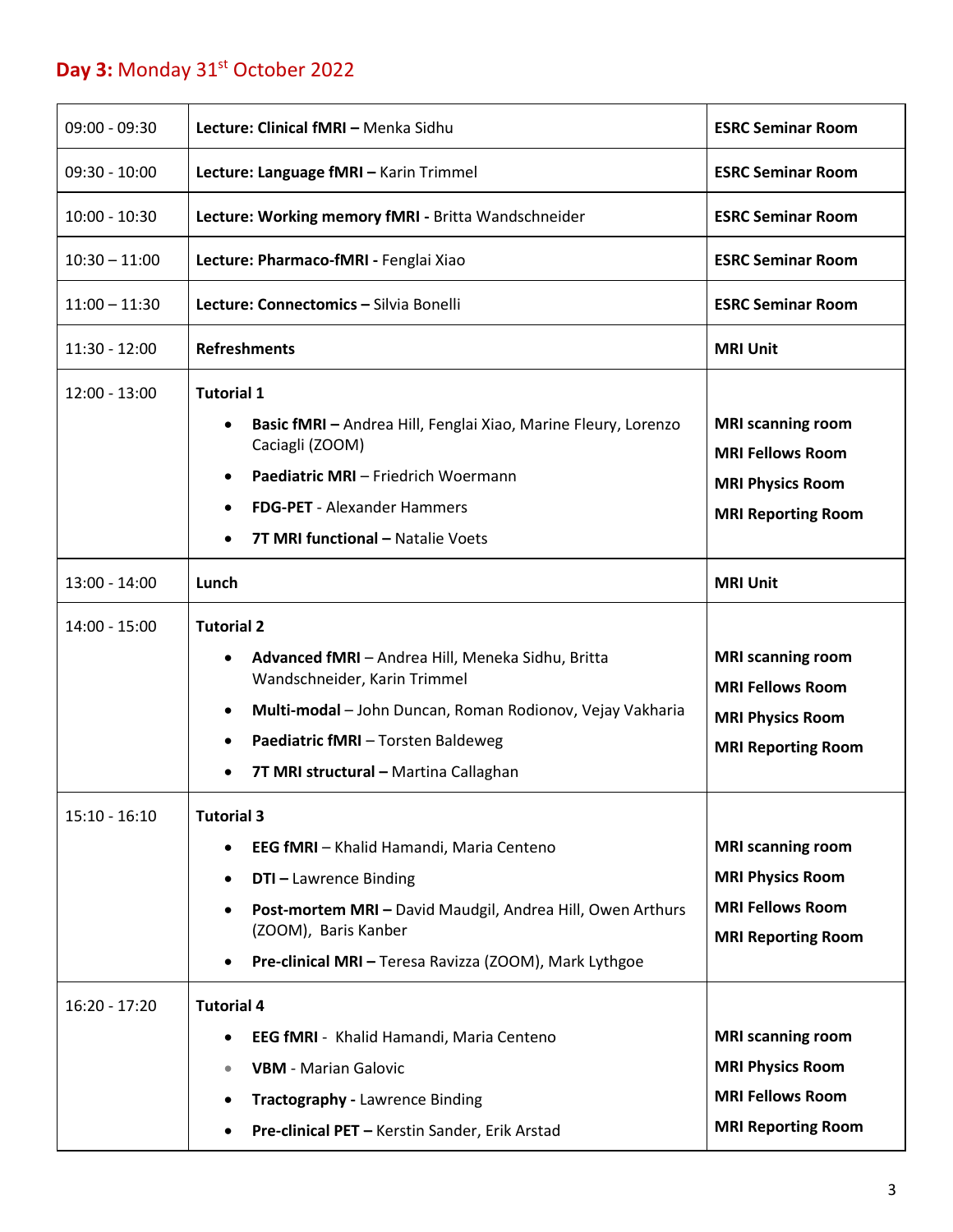## **Day 3:** Monday 31st October 2022

| | | |
|---|---|---|
| 09:00 - 09:30 | **Lecture: Clinical fMRI –** Menka Sidhu | **ESRC Seminar Room** |
| 09:30 - 10:00 | **Lecture: Language fMRI –** Karin Trimmel | **ESRC Seminar Room** |
| 10:00 - 10:30 | **Lecture: Working memory fMRI -** Britta Wandschneider | **ESRC Seminar Room** |
| 10:30 – 11:00 | **Lecture: Pharmaco-fMRI -** Fenglai Xiao | **ESRC Seminar Room** |
| 11:00 – 11:30 | **Lecture: Connectomics –** Silvia Bonelli | **ESRC Seminar Room** |
| 11:30 - 12:00 | **Refreshments** | **MRI Unit** |
| 12:00 - 13:00 | **Tutorial 1**<br>• **Basic fMRI –** Andrea Hill, Fenglai Xiao, Marine Fleury, Lorenzo Caciagli (ZOOM)<br>• **Paediatric MRI** – Friedrich Woermann<br>• **FDG-PET** - Alexander Hammers<br>• **7T MRI functional –** Natalie Voets | **MRI scanning room**<br>**MRI Fellows Room**<br>**MRI Physics Room**<br>**MRI Reporting Room** |
| 13:00 - 14:00 | **Lunch** | **MRI Unit** |
| 14:00 - 15:00 | **Tutorial 2**<br>• **Advanced fMRI** – Andrea Hill, Meneka Sidhu, Britta Wandschneider, Karin Trimmel<br>• **Multi-modal** – John Duncan, Roman Rodionov, Vejay Vakharia<br>• **Paediatric fMRI** – Torsten Baldeweg<br>• **7T MRI structural –** Martina Callaghan | **MRI scanning room**<br>**MRI Fellows Room**<br>**MRI Physics Room**<br>**MRI Reporting Room** |
| 15:10 - 16:10 | **Tutorial 3**<br>• **EEG fMRI** – Khalid Hamandi, Maria Centeno<br>• **DTI –** Lawrence Binding<br>• **Post-mortem MRI –** David Maudgil, Andrea Hill, Owen Arthurs (ZOOM), Baris Kanber<br>• **Pre-clinical MRI –** Teresa Ravizza (ZOOM), Mark Lythgoe | **MRI scanning room**<br>**MRI Physics Room**<br>**MRI Fellows Room**<br>**MRI Reporting Room** |
| 16:20 - 17:20 | **Tutorial 4**<br>• **EEG fMRI** - Khalid Hamandi, Maria Centeno<br>• **VBM** - Marian Galovic<br>• **Tractography -** Lawrence Binding<br>• **Pre-clinical PET –** Kerstin Sander, Erik Arstad | **MRI scanning room**<br>**MRI Physics Room**<br>**MRI Fellows Room**<br>**MRI Reporting Room** |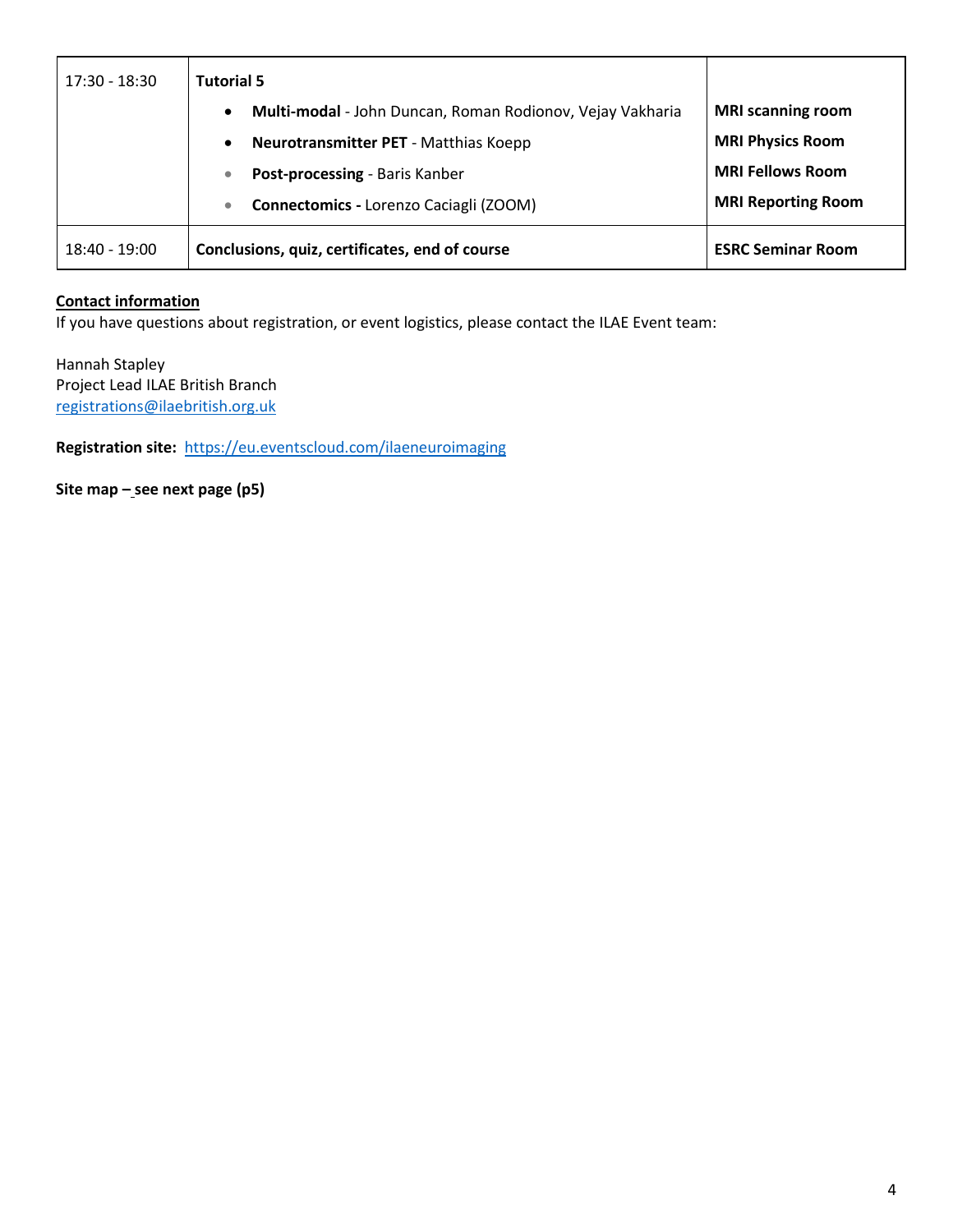| | | |
|---|---|---|
| 17:30 - 18:30 | **Tutorial 5**<br>• **Multi-modal** - John Duncan, Roman Rodionov, Vejay Vakharia<br>• **Neurotransmitter PET** - Matthias Koepp<br>• **Post-processing** - Baris Kanber<br>• **Connectomics -** Lorenzo Caciagli (ZOOM) | <br>**MRI scanning room**<br>**MRI Physics Room**<br>**MRI Fellows Room**<br>**MRI Reporting Room** |
| 18:40 - 19:00 | **Conclusions, quiz, certificates, end of course** | **ESRC Seminar Room** |

**Contact information**

If you have questions about registration, or event logistics, please contact the ILAE Event team:

Hannah Stapley
Project Lead ILAE British Branch
registrations@ilaebritish.org.uk

**Registration site:** https://eu.eventscloud.com/ilaeneuroimaging

**Site map – see next page (p5)**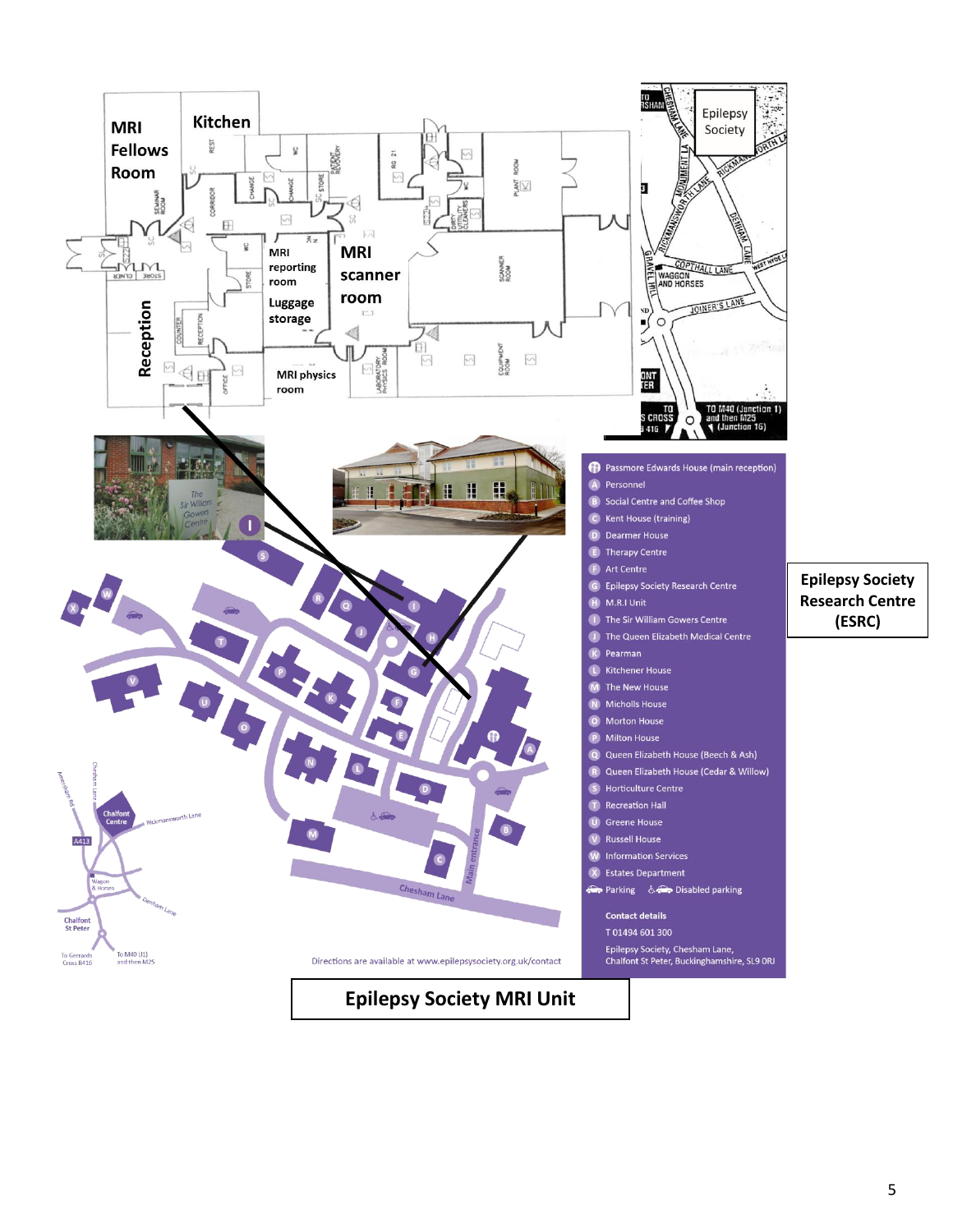MRI Fellows Room

Kitchen

MRI reporting room

MRI scanner room

Luggage storage

Reception

MRI physics room

Epilepsy Society

- Passmore Edwards House (main reception)
- A Personnel
- B Social Centre and Coffee Shop
- C Kent House (training)
- D Dearmer House
- E Therapy Centre
- F Art Centre
- G Epilepsy Society Research Centre
- H M.R.I Unit
- I The Sir William Gowers Centre
- J The Queen Elizabeth Medical Centre
- K Pearman
- L Kitchener House
- M The New House
- N Micholls House
- O Morton House
- P Milton House
- Q Queen Elizabeth House (Beech & Ash)
- R Queen Elizabeth House (Cedar & Willow)
- S Horticulture Centre
- T Recreation Hall
- U Greene House
- V Russell House
- W Information Services
- X Estates Department
- Parking
- Disabled parking

**Contact details**

T 01494 601 300

Epilepsy Society, Chesham Lane, Chalfont St Peter, Buckinghamshire, SL9 0RJ

**Epilepsy Society Research Centre (ESRC)**

Directions are available at www.epilepsysociety.org.uk/contact

**Epilepsy Society MRI Unit**